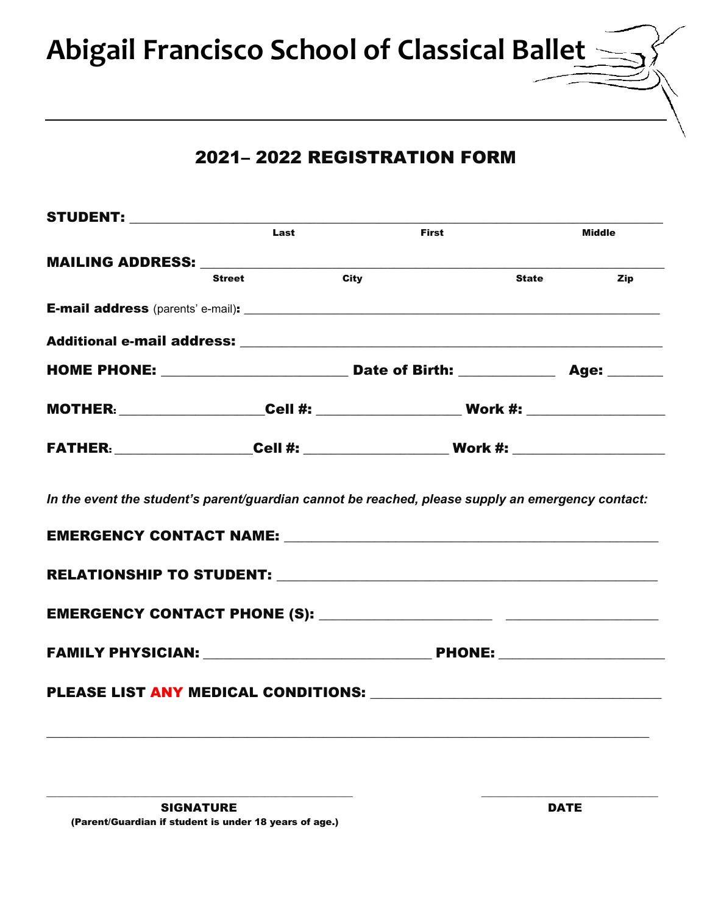# Abigail Francisco School of Classical Ballet

## 2021– 2022 REGISTRATION FORM

**STUDENT:** ______________________________________________________________
Last First Middle

**MAILING ADDRESS:** ______________________________________________________
Street City State Zip

**E-mail address** (parents' e-mail)**:** ____________________________________________

**Additional e-mail address:** ____________________________________________

**HOME PHONE:** ____________________ **Date of Birth:** ___________ **Age:** ______

**MOTHER:** _________________ **Cell #:** _________________ **Work #:** _________________

**FATHER:** _________________ **Cell #:** _________________ **Work #:** _________________

***In the event the student's parent/guardian cannot be reached, please supply an emergency contact:***

**EMERGENCY CONTACT NAME:** ____________________________________________

**RELATIONSHIP TO STUDENT:** ____________________________________________

**EMERGENCY CONTACT PHONE (S):** _____________________ _____________________

**FAMILY PHYSICIAN:** __________________________ **PHONE:** ___________________

**PLEASE LIST ANY MEDICAL CONDITIONS:** _________________________________

______________________________________________________________________

_______________________________________ ___________________

**SIGNATURE** **DATE**
**(Parent/Guardian if student is under 18 years of age.)**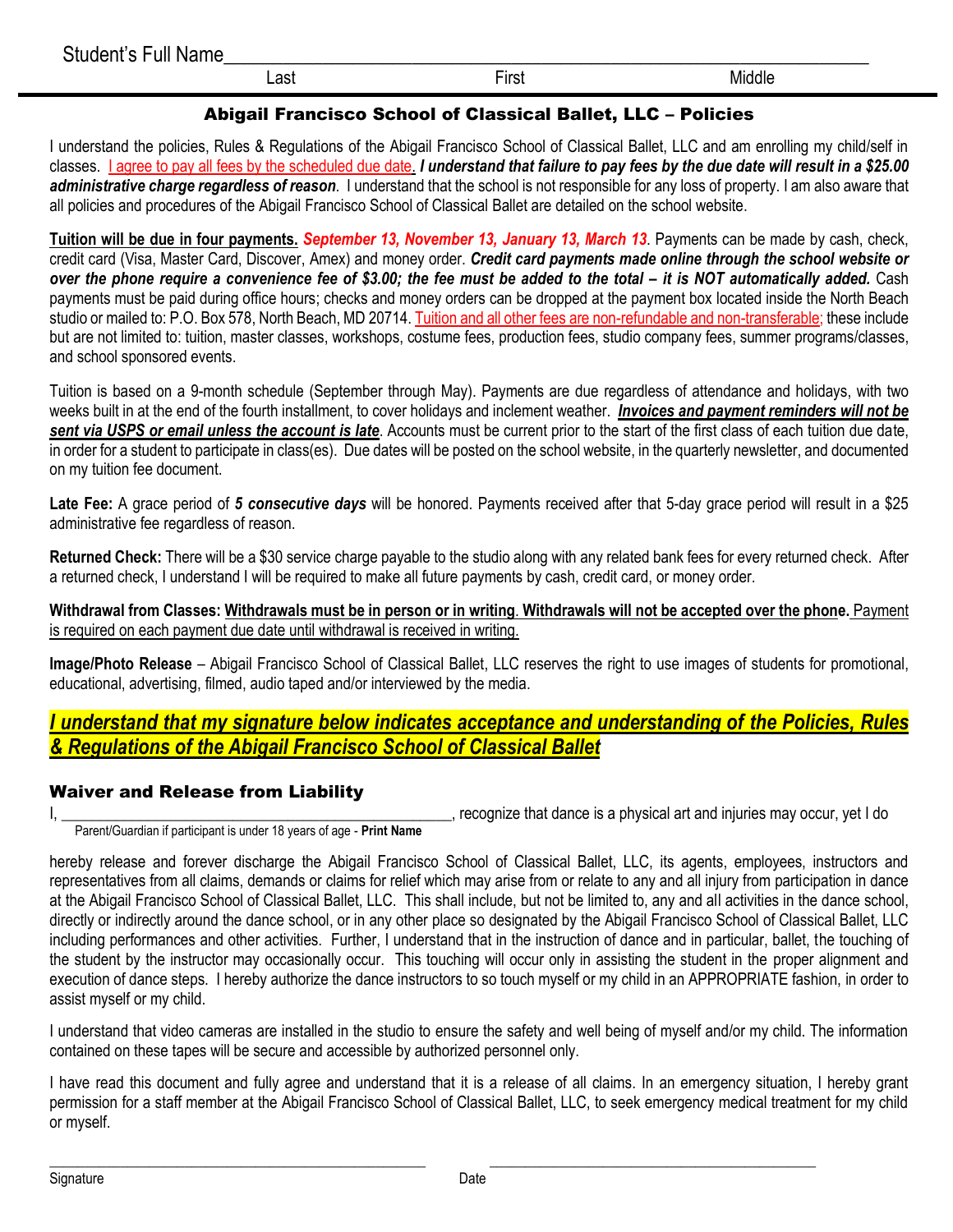Student's Full Name_______________________________________________________________

Last First Middle

## Abigail Francisco School of Classical Ballet, LLC – Policies

I understand the policies, Rules & Regulations of the Abigail Francisco School of Classical Ballet, LLC and am enrolling my child/self in classes. <u>I agree to pay all fees by the scheduled due date.</u> ***I understand that failure to pay fees by the due date will result in a $25.00 administrative charge regardless of reason***. I understand that the school is not responsible for any loss of property. I am also aware that all policies and procedures of the Abigail Francisco School of Classical Ballet are detailed on the school website.

**<u>Tuition will be due in four payments.</u>** ***September 13, November 13, January 13, March 13***. Payments can be made by cash, check, credit card (Visa, Master Card, Discover, Amex) and money order. ***Credit card payments made online through the school website or over the phone require a convenience fee of $3.00; the fee must be added to the total – it is NOT automatically added.*** Cash payments must be paid during office hours; checks and money orders can be dropped at the payment box located inside the North Beach studio or mailed to: P.O. Box 578, North Beach, MD 20714. <u>Tuition and all other fees are non-refundable and non-transferable;</u> these include but are not limited to: tuition, master classes, workshops, costume fees, production fees, studio company fees, summer programs/classes, and school sponsored events.

Tuition is based on a 9-month schedule (September through May). Payments are due regardless of attendance and holidays, with two weeks built in at the end of the fourth installment, to cover holidays and inclement weather. ***<u>Invoices and payment reminders will not be sent via USPS or email unless the account is late</u>***. Accounts must be current prior to the start of the first class of each tuition due date, in order for a student to participate in class(es). Due dates will be posted on the school website, in the quarterly newsletter, and documented on my tuition fee document.

**Late Fee:** A grace period of ***5 consecutive days*** will be honored. Payments received after that 5-day grace period will result in a $25 administrative fee regardless of reason.

**Returned Check:** There will be a $30 service charge payable to the studio along with any related bank fees for every returned check. After a returned check, I understand I will be required to make all future payments by cash, credit card, or money order.

**Withdrawal from Classes: <u>Withdrawals must be in person or in writing</u>. <u>Withdrawals will not be accepted over the phone.</u>** <u>Payment is required on each payment due date until withdrawal is received in writing.</u>

**Image/Photo Release** – Abigail Francisco School of Classical Ballet, LLC reserves the right to use images of students for promotional, educational, advertising, filmed, audio taped and/or interviewed by the media.

***<u>I understand that my signature below indicates acceptance and understanding of the Policies, Rules & Regulations of the Abigail Francisco School of Classical Ballet</u>***

### Waiver and Release from Liability

I, ________________________________________________, recognize that dance is a physical art and injuries may occur, yet I do
Parent/Guardian if participant is under 18 years of age - **Print Name**

hereby release and forever discharge the Abigail Francisco School of Classical Ballet, LLC, its agents, employees, instructors and representatives from all claims, demands or claims for relief which may arise from or relate to any and all injury from participation in dance at the Abigail Francisco School of Classical Ballet, LLC. This shall include, but not be limited to, any and all activities in the dance school, directly or indirectly around the dance school, or in any other place so designated by the Abigail Francisco School of Classical Ballet, LLC including performances and other activities. Further, I understand that in the instruction of dance and in particular, ballet, the touching of the student by the instructor may occasionally occur. This touching will occur only in assisting the student in the proper alignment and execution of dance steps. I hereby authorize the dance instructors to so touch myself or my child in an APPROPRIATE fashion, in order to assist myself or my child.

I understand that video cameras are installed in the studio to ensure the safety and well being of myself and/or my child. The information contained on these tapes will be secure and accessible by authorized personnel only.

I have read this document and fully agree and understand that it is a release of all claims. In an emergency situation, I hereby grant permission for a staff member at the Abigail Francisco School of Classical Ballet, LLC, to seek emergency medical treatment for my child or myself.

________________________________________________ ____________________________________________
Signature Date